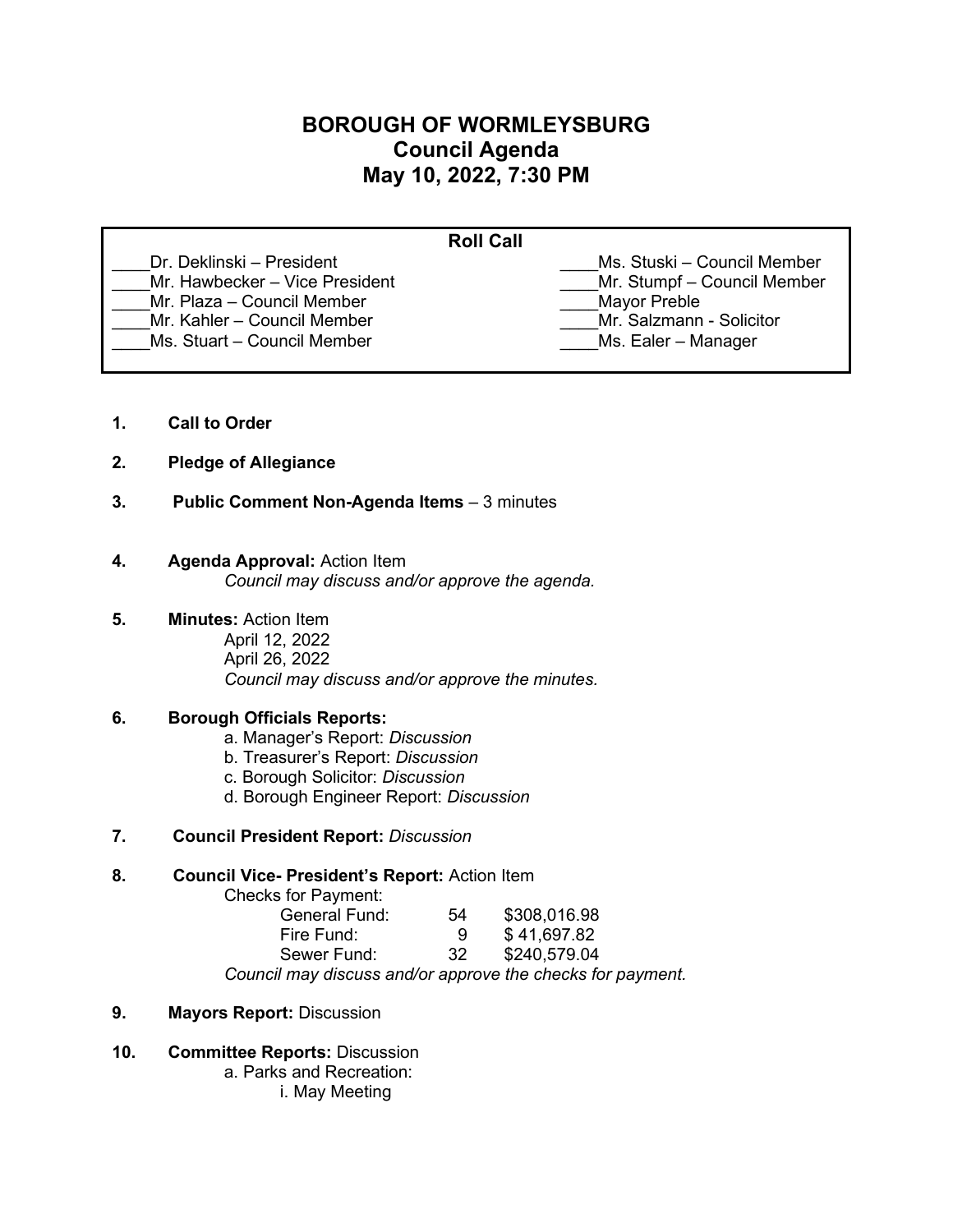# BOROUGH OF WORMLEYSBURG
## Council Agenda
## May 10, 2022, 7:30 PM

**Roll Call**

| | |
|---|---|
| ____Dr. Deklinski – President | ____Ms. Stuski – Council Member |
| ____Mr. Hawbecker – Vice President | ____Mr. Stumpf – Council Member |
| ____Mr. Plaza – Council Member | ____Mayor Preble |
| ____Mr. Kahler – Council Member | ____Mr. Salzmann - Solicitor |
| ____Ms. Stuart – Council Member | ____Ms. Ealer – Manager |

1. **Call to Order**

2. **Pledge of Allegiance**

3. **Public Comment Non-Agenda Items** – 3 minutes

4. **Agenda Approval:** Action Item
   *Council may discuss and/or approve the agenda.*

5. **Minutes:** Action Item
   April 12, 2022
   April 26, 2022
   *Council may discuss and/or approve the minutes.*

6. **Borough Officials Reports:**
   a. Manager's Report: *Discussion*
   b. Treasurer's Report: *Discussion*
   c. Borough Solicitor: *Discussion*
   d. Borough Engineer Report: *Discussion*

7. **Council President Report:** *Discussion*

8. **Council Vice- President's Report:** Action Item
   Checks for Payment:

   | | | |
   |---|---|---|
   | General Fund: | 54 | $308,016.98 |
   | Fire Fund: | 9 | $ 41,697.82 |
   | Sewer Fund: | 32 | $240,579.04 |

   *Council may discuss and/or approve the checks for payment.*

9. **Mayors Report:** Discussion

10. **Committee Reports:** Discussion
    a. Parks and Recreation:
       i. May Meeting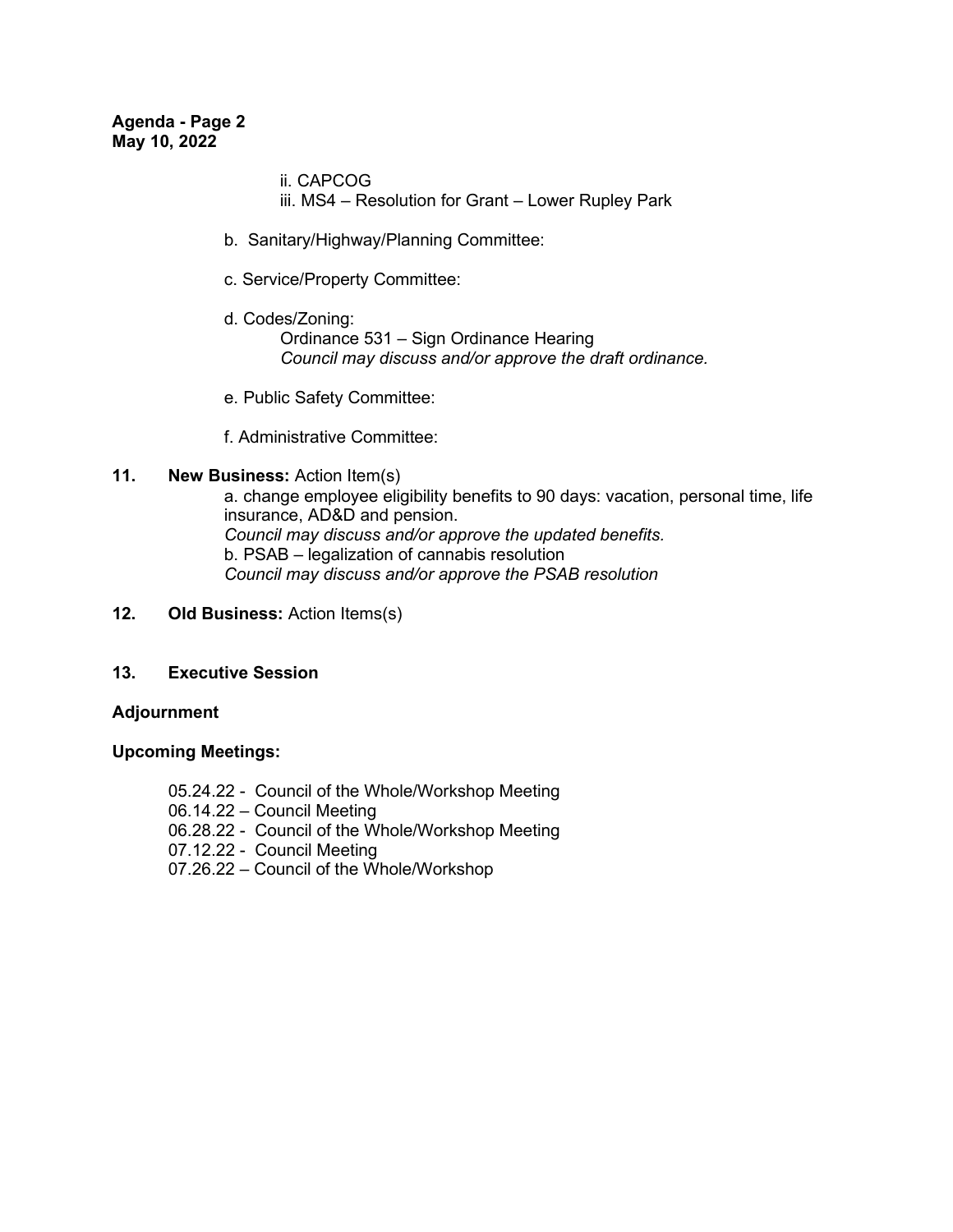ii. CAPCOG
iii. MS4 – Resolution for Grant – Lower Rupley Park

b. Sanitary/Highway/Planning Committee:

c. Service/Property Committee:

d. Codes/Zoning:
Ordinance 531 – Sign Ordinance Hearing
*Council may discuss and/or approve the draft ordinance.*

e. Public Safety Committee:

f. Administrative Committee:

**11. New Business:** Action Item(s)

a. change employee eligibility benefits to 90 days: vacation, personal time, life insurance, AD&D and pension.
*Council may discuss and/or approve the updated benefits.*
b. PSAB – legalization of cannabis resolution
*Council may discuss and/or approve the PSAB resolution*

**12. Old Business:** Action Items(s)

**13. Executive Session**

**Adjournment**

**Upcoming Meetings:**

05.24.22 - Council of the Whole/Workshop Meeting
06.14.22 – Council Meeting
06.28.22 - Council of the Whole/Workshop Meeting
07.12.22 - Council Meeting
07.26.22 – Council of the Whole/Workshop